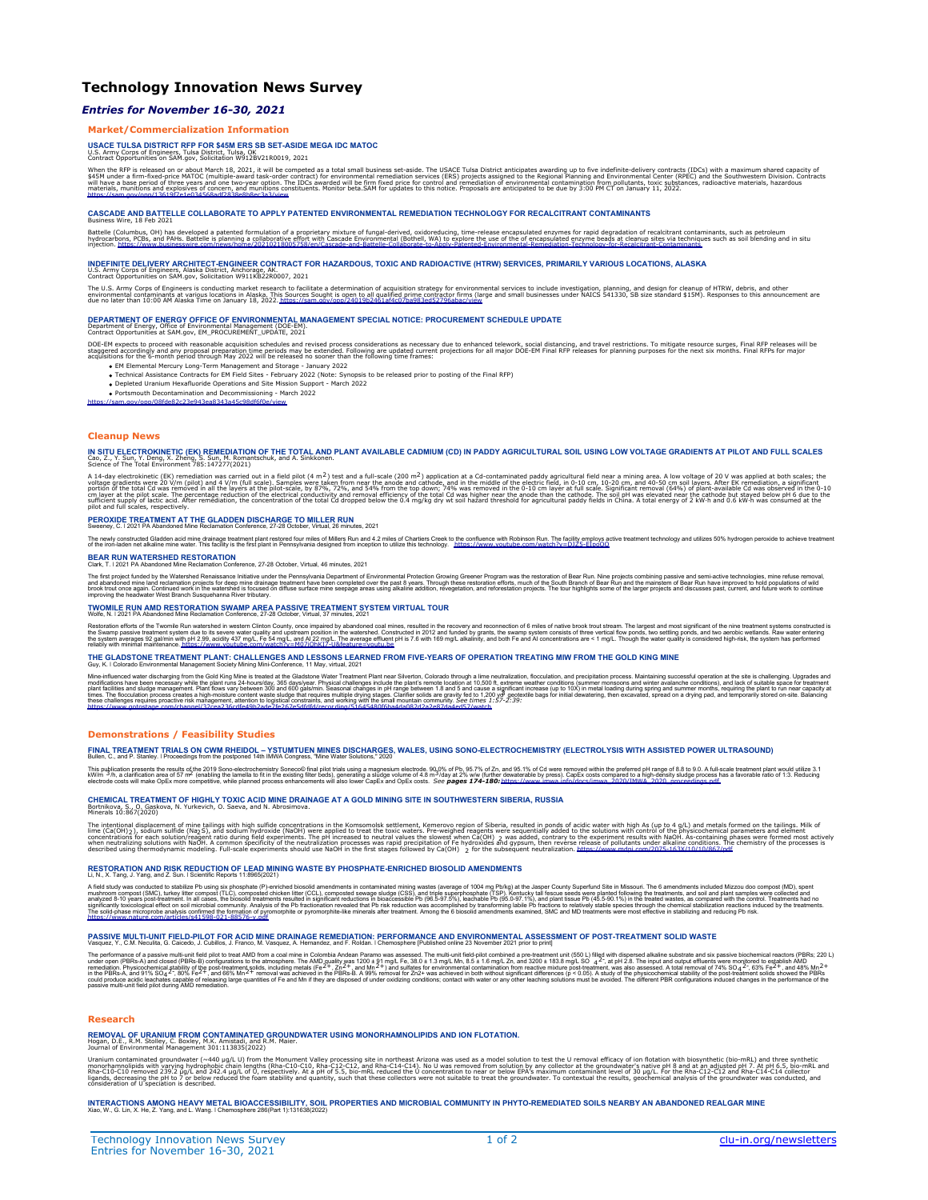# Technology Innovation News Survey

## *Entries for November 16-30, 2021*

### Market/Commercialization Information

**USACE TULSA DISTRICT RFP FOR $45M ERS SB SET-ASIDE MEGA IDC MATOC**
U.S. Army Corps of Engineers, Tulsa District, Tulsa, OK
Contract Opportunities on SAM.gov, Solicitation W912BV21R0019, 2021

When the RFP is released on or about March 18, 2021, it will be competed as a total small business set-aside. The USACE Tulsa District anticipates awarding up to five indefinite-delivery contracts (IDCs) with a maximum shared capacity of $45M under a firm-fixed-price MATOC (multiple-award task-order contract) for environmental remediation services (ERS) projects assigned to the Regional Planning and Environmental Center (RPEC) and the Southwestern Division. Contracts will have a base period of three years and one two-year option. The IDCs awarded will be firm fixed price for control and remediation of environmental contamination from pollutants, toxic substances, radioactive materials, hazardous materials, munitions and explosives of concern, and munitions constituents. Monitor beta.SAM for updates to this notice. Proposals are anticipated to be due by 3:00 PM CT on January 11, 2022.
https://sam.gov/opp/13619f2e1e034568adf2838e8b8ec3a3/view

**CASCADE AND BATTELLE COLLABORATE TO APPLY PATENTED ENVIRONMENTAL REMEDIATION TECHNOLOGY FOR RECALCITRANT CONTAMINANTS**
Business Wire, 18 Feb 2021

Battelle (Columbus, OH) has developed a patented formulation of a proprietary mixture of fungal-derived, oxidoreducing, time-release encapsulated enzymes for rapid degradation of recalcitrant contaminants, such as petroleum hydrocarbons, PCBs, and PAHs. Battelle is planning a collaborative effort with Cascade Environmental (Bothell, WA) to explore the use of the encapsulated enzyme beads at cleanup sites via techniques such as soil blending and in situ injection. https://www.businesswire.com/news/home/20210218005758/en/Cascade-and-Battelle-Collaborate-to-Apply-Patented-Environmental-Remediation-Technology-for-Recalcitrant-Contaminants

**INDEFINITE DELIVERY ARCHITECT-ENGINEER CONTRACT FOR HAZARDOUS, TOXIC AND RADIOACTIVE (HTRW) SERVICES, PRIMARILY VARIOUS LOCATIONS, ALASKA**
U.S. Army Corps of Engineers, Alaska District, Anchorage, AK.
Contract Opportunities on SAM.gov, Solicitation W911KB22R0007, 2021

The U.S. Army Corps of Engineers is conducting market research to facilitate a determination of acquisition strategy for environmental services to include investigation, planning, and design for cleanup of HTRW, debris, and other environmental contaminants at various locations in Alaska. This Sources Sought is open to all qualified prime contractor firms (large and small businesses under NAICS 541330, SB size standard $15M). Responses to this announcement are due no later than 10:00 AM Alaska Time on January 18, 2022. https://sam.gov/opp/24019b2461af4c07ba983ed52796abac/view

**DEPARTMENT OF ENERGY OFFICE OF ENVIRONMENTAL MANAGEMENT SPECIAL NOTICE: PROCUREMENT SCHEDULE UPDATE**
Department of Energy, Office of Environmental Management (DOE-EM).
Contract Opportunities at SAM.gov, EM_PROCUREMENT_UPDATE, 2021

DOE-EM expects to proceed with reasonable acquisition schedules and revised process considerations as necessary due to enhanced telework, social distancing, and travel restrictions. To mitigate resource surges, Final RFP releases will be staggered accordingly and any proposal preparation time periods may be extended. Following are updated current projections for all major DOE-EM Final RFP releases for planning purposes for the next six months. Final RFPs for major acquisitions for the 6-month period through May 2022 will be released no sooner than the following time frames:

- EM Elemental Mercury Long-Term Management and Storage - January 2022
- Technical Assistance Contracts for EM Field Sites - February 2022 (Note: Synopsis to be released prior to posting of the Final RFP)
- Depleted Uranium Hexafluoride Operations and Site Mission Support - March 2022
- Portsmouth Decontamination and Decommissioning - March 2022

https://sam.gov/opp/08fde82c23e943ea8343a45c98df6f0e/view

### Cleanup News

**IN SITU ELECTROKINETIC (EK) REMEDIATION OF THE TOTAL AND PLANT AVAILABLE CADMIUM (CD) IN PADDY AGRICULTURAL SOIL USING LOW VOLTAGE GRADIENTS AT PILOT AND FULL SCALES**
Cao, Z., Y. Sun, Y. Deng, X. Zheng, S. Sun, M. Romantschuk, and A. Sinkkonen.
Science of The Total Environment 785:147277(2021)

A 14-day electrokinetic (EK) remediation was carried out in a field pilot (4 $m^2$) test and a full-scale (200 $m^2$) application at a Cd-contaminated paddy agricultural field near a mining area. A low voltage of 20 V was applied at both scales; the voltage gradients were 20 V/m (pilot) and 4 V/m (full scale). Samples were taken from near the anode and cathode, and in the middle of the electric field, in 0-10 cm, 10-20 cm, and 40-50 cm soil layers. After EK remediation, a significant portion of the total Cd was removed in all the layers at the pilot-scale, by 87%, 72%, and 54% from the top down; 74% was removed in the 0-10 cm layer at full scale. Significant removal (64%) of plant-available Cd was observed in the 0-10 cm layer at the pilot scale. The percentage reduction of the electrical conductivity and removal efficiency of the total Cd was higher near the anode than the cathode. The soil pH was elevated near the cathode but stayed below pH 6 due to the sufficient supply of lactic acid. After remediation, the concentration of the total Cd dropped below the 0.4 mg/kg dry wt soil hazard threshold for agricultural paddy fields in China. A total energy of 2 kW·h and 0.6 kW·h was consumed at the pilot and full scales, respectively.

**PEROXIDE TREATMENT AT THE GLADDEN DISCHARGE TO MILLER RUN**
Sweeney, C. | 2021 PA Abandoned Mine Reclamation Conference, 27-28 October, Virtual, 26 minutes, 2021

The newly constructed Gladden acid mine drainage treatment plant restored four miles of Millers Run and 4.2 miles of Chartiers Creek to the confluence with Robinson Run. The facility employs active treatment technology and utilizes 50% hydrogen peroxide to achieve treatment of the iron-laden net alkaline mine water. This facility is the first plant in Pennsylvania designed from inception to utilize this technology. https://www.youtube.com/watch?v=DJZ5-EIpoOQ

**BEAR RUN WATERSHED RESTORATION**
Clark, T. | 2021 PA Abandoned Mine Reclamation Conference, 27-28 October, Virtual, 46 minutes, 2021

The first project funded by the Watershed Renaissance Initiative under the Pennsylvania Department of Environmental Protection Growing Greener Program was the restoration of Bear Run. Nine projects combining passive and semi-active technologies, mine refuse removal, and abandoned mine land reclamation projects for deep mine drainage treatment have been completed over the past 8 years. Through these restoration efforts, much of the South Branch of Bear Run and the mainstem of Bear Run have improved to hold populations of wild brook trout once again. Continued work in the watershed is focused on diffuse surface mine seepage areas using alkaline addition, revegetation, and reforestation projects. The tour highlights some of the larger projects and discusses past, current, and future work to continue improving the headwater West Branch Susquehanna River tributary.

**TWOMILE RUN AMD RESTORATION SWAMP AREA PASSIVE TREATMENT SYSTEM VIRTUAL TOUR**
Wolfe, N. | 2021 PA Abandoned Mine Reclamation Conference, 27-28 October, Virtual, 37 minutes, 2021

Restoration efforts of the Twomile Run watershed in western Clinton County, once impaired by abandoned coal mines, resulted in the recovery and reconnection of 6 miles of native brook trout stream. The largest and most significant of the nine treatment systems constructed is the Swamp passive treatment system due to its severe water quality and upstream position in the watershed. Constructed in 2012 and funded by grants, the swamp system consists of three vertical flow ponds, two settling ponds, and two aerobic wetlands. Raw water entering the system averages 92 gal/min with pH 2.99, acidity 437 mg/L, Fe 54 mg/L, and Al 22 mg/L. The average effluent pH is 7.6 with 169 mg/L alkalinity, and both Fe and Al concentrations are < 1 mg/L. Though the water quality is considered high-risk, the system has performed reliably with minimal maintenance. https://www.youtube.com/watch?v=M07iOhKl7-U&feature=youtu.be

**THE GLADSTONE TREATMENT PLANT: CHALLENGES AND LESSONS LEARNED FROM FIVE-YEARS OF OPERATION TREATING MIW FROM THE GOLD KING MINE**
Guy, K. | Colorado Environmental Management Society Mining Mini-Conference, 11 May, virtual, 2021

Mine-influenced water discharging from the Gold King Mine is treated at the Gladstone Water Treatment Plant near Silverton, Colorado through a lime neutralization, flocculation, and precipitation process. Maintaining successful operation at the site is challenging. Upgrades and modifications have been necessary while the plant runs 24-hours/day, 365 days/year. Physical challenges include the plant's remote location at 10,500 ft, extreme weather conditions (summer monsoons and winter avalanche conditions), and lack of suitable space for treatment plant facilities and sludge management. Plant flows vary between 300 and 600 gals/min. Seasonal changes in pH range between 1.8 and 5 and cause a significant increase (up to 10X) in metal loading during spring and summer months, requiring the plant to run near capacity at times. The flocculation process creates a high-moisture content waste sludge that requires multiple drying stages. Clarifier solids are gravity fed to 1,200 $yd^3$ geotextile bags for initial dewatering, then excavated, spread on a drying pad, and temporarily stored on-site. Balancing these challenges requires proactive risk management, attention to logistical constraints, and working with the small mountain community. *See times 1:57-2:39:*
https://www.gotostage.com/channel/32cea236cdfe49b2ade2fe267e5dfdfd/recording/51645480f6ba4da082d2a2e87da4ed57/watch

### Demonstrations / Feasibility Studies

**FINAL TREATMENT TRIALS ON CWM RHEIDOL – YSTUMTUEN MINES DISCHARGES, WALES, USING SONO-ELECTROCHEMISTRY (ELECTROLYSIS WITH ASSISTED POWER ULTRASOUND)**
Bullen, C., and P. Stanley. | Proceedings from the postponed 14th IMWA Congress, "Mine Water Solutions," 2020

This publication presents the results of the 2019 Sono-electrochemistry Soneco© final pilot trials using a magnesium electrode. 90.0% of Pb, 95.7% of Zn, and 95.1% of Cd were removed within the preferred pH range of 8.8 to 9.0. A full-scale treatment plant would utilize 3.1 kW/$m^3$/h, a clarification area of 57 $m^2$ (enabling the lamella to fit in the existing filter beds), generating a sludge volume of 4.8 $m^3$/day at 2% w/w (further dewaterable by press). CapEx costs compared to a high-density sludge process has a favorable ratio of 1:3. Reducing electrode costs will make OpEx more competitive, while planned process enhancements will also lower CapEx and OpEx costs. *See **pages 174-180:*** https://www.imwa.info/docs/imwa_2020/IMWA_2020_proceedings.pdf

**CHEMICAL TREATMENT OF HIGHLY TOXIC ACID MINE DRAINAGE AT A GOLD MINING SITE IN SOUTHWESTERN SIBERIA, RUSSIA**
Bortnikova, S., O. Gaskova, N. Yurkevich, O. Saeva, and N. Abrosimova.
Minerals 10:867(2020)

The intentional displacement of mine tailings with high sulfide concentrations in the Komsomolsk settlement, Kemerovo region of Siberia, resulted in ponds of acidic water with high As (up to 4 g/L) and metals formed on the tailings. Milk of lime ($Ca(OH)_2$), sodium sulfide ($Na_2S$), and sodium hydroxide (NaOH) were applied to treat the toxic waters. Pre-weighed reagents were sequentially added to the solutions with control of the physicochemical parameters and element concentrations for each solution/reagent ratio during field experiments. The pH increased to neutral values the slowest when $Ca(OH)_2$ was added, contrary to the experiment results with NaOH. As-containing phases were formed most actively when neutralizing solutions with NaOH. A common specificity of the neutralization processes was rapid precipitation of Fe hydroxides and gypsum, then reverse release of pollutants under alkaline conditions. The chemistry of the processes is described using thermodynamic modeling. Full-scale experiments should use NaOH in the first stages followed by $Ca(OH)_2$ for the subsequent neutralization. https://www.mdpi.com/2075-163X/10/10/867/pdf

**RESTORATION AND RISK REDUCTION OF LEAD MINING WASTE BY PHOSPHATE-ENRICHED BIOSOLID AMENDMENTS**
Li, N., X. Tang, J. Yang, and Z. Sun. | Scientific Reports 11:8965(2021)

A field study was conducted to stabilize Pb using six phosphate (P)-enriched biosolid amendments in contaminated mining wastes (average of 1004 mg Pb/kg) at the Jasper County Superfund Site in Missouri. The 6 amendments included Mizzou doo compost (MD), spent mushroom compost (SMC), turkey litter compost (TLC), composted chicken litter (CCL), composted sewage sludge (CSS), and triple superphosphate (TSP). Kentucky tall fescue seeds were planted following the treatments, and soil and plant samples were collected and analyzed 8-10 years post-treatment. In all cases, the biosolid treatments resulted in significant reductions in bioaccessible Pb (96.5-97.5%), leachable Pb (95.0-97.1%), and plant tissue Pb (45.5-90.1%) in the treated wastes, as compared with the control. Treatments had no significantly toxicological effect on soil microbial community. Analysis of the Pb fractionation revealed that Pb risk reduction was accomplished by transforming labile Pb fractions to relatively stable species through the chemical stabilization reactions induced by the treatments. The solid-phase microprobe analysis confirmed the formation of pyromorphite or pyromorphite-like minerals after treatment. Among the 6 biosolid amendments examined, SMC and MD treatments were most effective in stabilizing and reducing Pb risk.
https://www.nature.com/articles/s41598-021-88576-y.pdf

**PASSIVE MULTI-UNIT FIELD-PILOT FOR ACID MINE DRAINAGE REMEDIATION: PERFORMANCE AND ENVIRONMENTAL ASSESSMENT OF POST-TREATMENT SOLID WASTE**
Vasquez, Y., C.M. Neculita, G. Caicedo, J. Cubillos, J. Franco, M. Vasquez, A. Hernandez, and F. Roldan. | Chemosphere [Published online 23 November 2021 prior to print]

The performance of a passive multi-unit field pilot to treat AMD from a coal mine in Colombia Andean Paramo was assessed. The multi-unit field-pilot combined a pre-treatment unit (550 L) filled with dispersed alkaline substrate and six passive biochemical reactors (PBRs; 220 L) under open (PBRs-A) and closed (PBRs-B) configurations to the atmosphere. The AMD quality was 1200 ± 91 mg/L Fe, 38.0 ± 1.3 mg/L Mn, 8.5 ± 1.6 mg/L Zn, and 3200 ± 183.8 mg/L $SO_4^{2-}$, at pH 2.8. The input and output effluents were monitored to establish AMD remediation. Physicochemical stability of the post-treatment solids, including metals ($Fe^{2+}$, $Zn^{2+}$, and $Mn^{2+}$) and sulfates for environmental contamination from reactive mixture post-treatment, was also assessed. A total removal of 74% $SO_4^{2-}$, 63% $Fe^{2+}$, and 48% $Mn^{2+}$ in the PBRs-A, and 91% $SO_4^{2-}$, 80% $Fe^{2+}$, and 66% $Mn^{2+}$ removal was achieved in the PBRs-B. A 99% removal for $Zn^{2+}$ was achieved in both without significant differences (p < 0.05). A study of the physicochemical stability of the post-treatment solids showed the PBRs could produce acidic leachates capable of releasing large quantities of Fe and Mn if they are disposed of under oxidizing conditions; contact with water or any other leaching solutions must be avoided. The different PBR configurations induced changes in the performance of the passive multi-unit field pilot during AMD remediation.

### Research

**REMOVAL OF URANIUM FROM CONTAMINATED GROUNDWATER USING MONORHAMNOLIPIDS AND ION FLOTATION.**
Hogan, D.E., R.M. Stolley, C. Boxley, M.K. Amistadi, and R.M. Maier.
Journal of Environmental Management 301:113835(2022)

Uranium contaminated groundwater (≈440 μg/L U) from the Monument Valley processing site in northeast Arizona was used as a model solution to test the U removal efficacy of ion flotation with biosynthetic (bio-mRL) and three synthetic monorhamnolipids with varying hydrophobic chain lengths (Rha-C10-C10, Rha-C12-C12, and Rha-C14-C14). No U was removed from solution by any collector at the groundwater's native pH 8 and at an adjusted pH 7. At pH 6.5, bio-mRL and Rha-C10-C10 removed 239.2 μg/L and 242.4 μg/L of U, respectively. At a pH of 5.5, bio-mRL reduced the U concentration to near or below EPA's maximum contaminant level of 30 μg/L. For the Rha-C12-C12 and Rha-C14-C14 collector ligands, decreasing the pH to 7 or below reduced the foam stability and quantity, such that these collectors were not suitable to treat the groundwater. To contextual the results, geochemical analysis of the groundwater was conducted, and consideration of U speciation is described.

**INTERACTIONS AMONG HEAVY METAL BIOACCESSIBILITY, SOIL PROPERTIES AND MICROBIAL COMMUNITY IN PHYTO-REMEDIATED SOILS NEARBY AN ABANDONED REALGAR MINE**
Xiao, W., G. Lin, X. He, Z. Yang, and L. Wang. | Chemosphere 286(Part 1):131638(2022)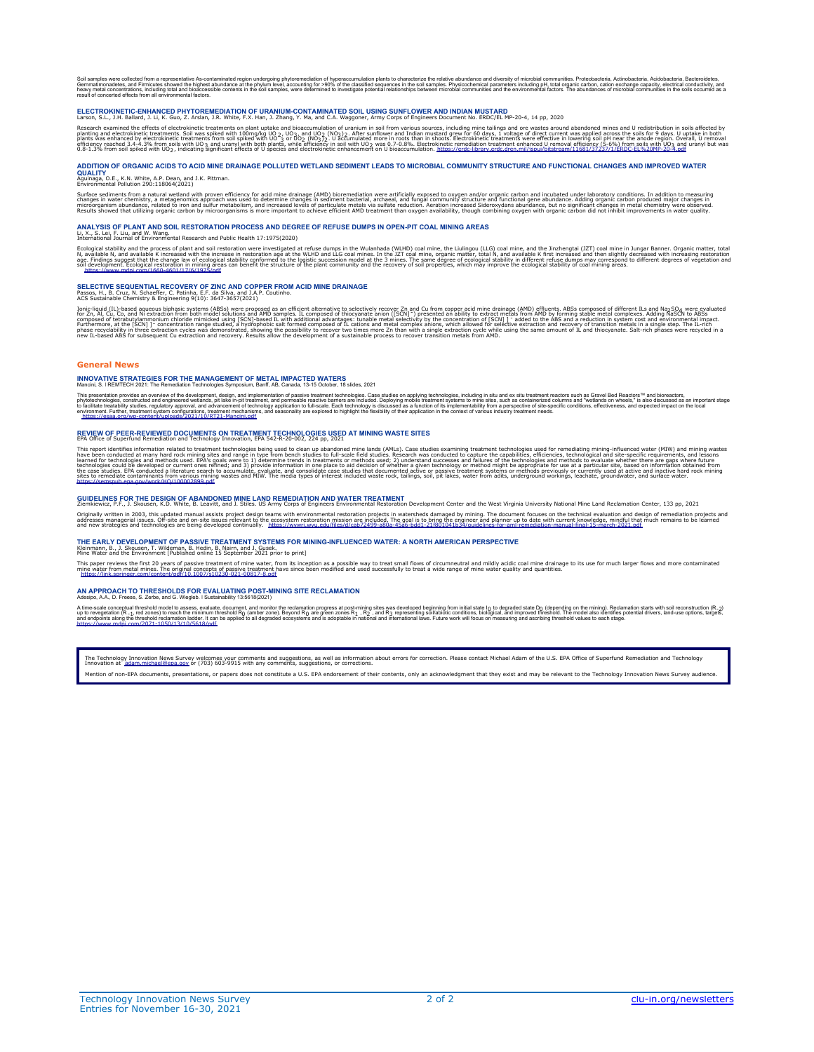Soil samples were collected from a representative As-contaminated region undergoing phytoremediation of hyperaccumulation plants to characterize the relative abundance and diversity of microbial communities. Proteobacteria, Actinobacteria, Acidobacteria, Bacteroidetes, Gemmatimonadetes, and Firmicutes showed the highest abundance at the phylum level, accounting for >90% of the classified sequences in the soil samples. Physicochemical parameters including pH, total organic carbon, cation exchange capacity, electrical conductivity, and heavy metal concentrations, including total and bioaccessible contents in the soil samples, were determined to investigate potential relationships between microbial communities and the environmental factors. The abundances of microbial communities in the soils occurred as a result of concerted effects from all environmental factors.

**ELECTROKINETIC-ENHANCED PHYTOREMEDIATION OF URANIUM-CONTAMINATED SOIL USING SUNFLOWER AND INDIAN MUSTARD**
Larson, S.L., J.H. Ballard, J. Li, K. Guo, Z. Arslan, J.R. White, F.X. Han, J. Zhang, Y. Ma, and C.A. Waggoner, Army Corps of Engineers Document No. ERDC/EL MP-20-4, 14 pp, 2020

Research examined the effects of electrokinetic treatments on plant uptake and bioaccumulation of uranium in soil from various sources, including mine tailings and ore wastes around abandoned mines and U redistribution in soils affected by planting and electrokinetic treatments. Soil was spiked with 100mg/kg $UO_2$, $UO_3$, and $UO_2(NO_3)_2$. After sunflower and Indian mustard grew for 60 days, 1 voltage of direct current was applied across the soils for 9 days. U uptake in both plants was enhanced by electrokinetic treatments from soil spiked with $UO_3$ or $UO_2(NO_3)_2$. U accumulated more in roots than in shoots. Electrokinetic treatments were effective in lowering soil pH near the anode region. Overall, U removal efficiency reached 3.4-4.3% from soils with $UO_3$ and uranyl with both plants, while efficiency in soil with $UO_2$ was 0.7-0.8%. Electrokinetic remediation treatment enhanced U removal efficiency (5-6%) from soils with $UO_3$ and uranyl but was 0.8-1.3% from soil spiked with $UO_2$, indicating significant effects of U species and electrokinetic enhancement on U bioaccumulation. https://erdc-library.erdc.dren.mil/jspui/bitstream/11681/37237/1/ERDC-EL%20MP-20-4.pdf

**ADDITION OF ORGANIC ACIDS TO ACID MINE DRAINAGE POLLUTED WETLAND SEDIMENT LEADS TO MICROBIAL COMMUNITY STRUCTURE AND FUNCTIONAL CHANGES AND IMPROVED WATER QUALITY**
Aguinaga, O.E., K.N. White, A.P. Dean, and J.K. Pittman.
Environmental Pollution 290:118064(2021)

Surface sediments from a natural wetland with proven efficiency for acid mine drainage (AMD) bioremediation were artificially exposed to oxygen and/or organic carbon and incubated under laboratory conditions. In addition to measuring changes in water chemistry, a metagenomics approach was used to determine changes in sediment bacterial, archaeal, and fungal community structure and functional gene abundance. Adding organic carbon produced major changes in microorganism abundance, related to iron and sulfur metabolism, and increased levels of particulate metals via sulfate reduction. Aeration increased Sideroxydans abundance, but no significant changes in metal chemistry were observed. Results showed that utilizing organic carbon by microorganisms is more important to achieve efficient AMD treatment than oxygen availability, though combining oxygen with organic carbon did not inhibit improvements in water quality.

**ANALYSIS OF PLANT AND SOIL RESTORATION PROCESS AND DEGREE OF REFUSE DUMPS IN OPEN-PIT COAL MINING AREAS**
Li, X., S. Lei, F. Liu, and W. Wang.
International Journal of Environmental Research and Public Health 17:1975(2020)

Ecological stability and the process of plant and soil restoration were investigated at refuse dumps in the Wulanhada (WLHD) coal mine, the Liulingou (LLG) coal mine, and the Jinzhengtai (JZT) coal mine in Jungar Banner. Organic matter, total N, available N, and available K increased with the increase in restoration age at the WLHD and LLG coal mines. In the JZT coal mine, organic matter, total N, and available K first increased and then slightly decreased with increasing restoration age. Findings suggest that the change law of ecological stability conformed to the logistic succession model at the 3 mines. The same degree of ecological stability in different refuse dumps may correspond to different degrees of vegetation and soil development. Ecological restoration in mining areas can benefit the structure of the plant community and the recovery of soil properties, which may improve the ecological stability of coal mining areas.
https://www.mdpi.com/1660-4601/17/6/1975/pdf

**SELECTIVE SEQUENTIAL RECOVERY OF ZINC AND COPPER FROM ACID MINE DRAINAGE**
Passos, H., B. Cruz, N. Schaeffer, C. Patinha, E.F. da Silva, and J.A.P. Coutinho.
ACS Sustainable Chemistry & Engineering 9(10): 3647-3657(2021)

Ionic-liquid (IL)-based aqueous biphasic systems (ABSs) were proposed as an efficient alternative to selectively recover Zn and Cu from copper acid mine drainage (AMD) effluents. ABSs composed of different ILs and $Na_2SO_4$ were evaluated for Zn, Al, Cu, Co, and Ni extraction from both model solutions and AMD samples. IL composed of thiocyanate anion ($[SCN]^-$) presented an ability to extract metals from AMD by forming stable metal complexes. Adding NaSCN to ABSs composed of tetrabutylammonium chloride mimicked using [SCN]-based IL with additional advantages: tunable metal selectivity by the concentration of $[SCN]^-$ added to the ABS and a reduction in system cost and environmental impact. Furthermore, at the $[SCN]^-$ concentration range studied, a hydrophobic salt formed composed of IL cations and metal complex anions, which allowed for selective extraction and recovery of transition metals in a single step. The IL-rich phase recyclability in three extraction cycles was demonstrated, showing the possibility to recover two times more Zn than with a single extraction cycle while using the same amount of IL and thiocyanate. Salt-rich phases were recycled in a new IL-based ABS for subsequent Cu extraction and recovery. Results allow the development of a sustainable process to recover transition metals from AMD.

## General News

**INNOVATIVE STRATEGIES FOR THE MANAGEMENT OF METAL IMPACTED WATERS**
Mancini, S. | REMTECH 2021: The Remediation Technologies Symposium, Banff, AB, Canada, 13-15 October, 18 slides, 2021

This presentation provides an overview of the development, design, and implementation of passive treatment technologies. Case studies on applying technologies, including in situ and ex situ treatment reactors such as Gravel Bed Reactors™ and bioreactors, phytotechnologies, constructed and engineered wetlands, pit lake in-pit treatment, and permeable reactive barriers are included. Deploying mobile treatment systems to mine sites, such as containerized columns and "wetlands on wheels," is also discussed as an important stage to facilitate treatability studies, regulatory approval, and advancement of technology application to full-scale. Each technology is discussed as a function of its implementability from a perspective of site-specific conditions, effectiveness, and expected impact on the local environment. Further, treatment system configurations, treatment mechanisms, and seasonality are explored to highlight the flexibility of their application in the context of various industry treatment needs.
https://esaa.org/wp-content/uploads/2021/10/RT21-Mancini.pdf

**REVIEW OF PEER-REVIEWED DOCUMENTS ON TREATMENT TECHNOLOGIES USED AT MINING WASTE SITES**
EPA Office of Superfund Remediation and Technology Innovation, EPA 542-R-20-002, 224 pp, 2021

This report identifies information related to treatment technologies being used to clean up abandoned mine lands (AMLs). Case studies examining treatment technologies used for remediating mining-influenced water (MIW) and mining wastes have been conducted at many hard rock mining sites and range in type from bench studies to full-scale field studies. Research was conducted to capture the capabilities, efficiencies, technological and site-specific requirements, and lessons learned for technologies and methods used. EPA's goals were to 1) determine trends in treatments or methods used; 2) understand successes and failures of the technologies and methods to evaluate whether there are gaps where future technologies could be developed or current ones refined; and 3) provide information in one place to aid decision of whether a given technology or method might be appropriate for use at a particular site, based on information obtained from the case studies. EPA conducted a literature search to accumulate, evaluate, and consolidate case studies that documented active or passive treatment systems or methods previously or currently used at active and inactive hard rock mining sites to remediate contaminants from various mining wastes and MIW. The media types of interest included waste rock, tailings, soil, pit lakes, water from adits, underground workings, leachate, groundwater, and surface water.
https://semspub.epa.gov/work/HQ/100002899.pdf

**GUIDELINES FOR THE DESIGN OF ABANDONED MINE LAND REMEDIATION AND WATER TREATMENT**
Ziemkiewicz, P.F., J. Skousen, K.D. White, B. Leavitt, and J. Stiles. US Army Corps of Engineers Environmental Restoration Development Center and the West Virginia University National Mine Land Reclamation Center, 133 pp, 2021

Originally written in 2003, this updated manual assists project design teams with environmental restoration projects in watersheds damaged by mining. The document focuses on the technical evaluation and design of remediation projects and addresses managerial issues. Off-site and on-site issues relevant to the ecosystem restoration mission are included. The goal is to bring the engineer and planner up to date with current knowledge, mindful that much remains to be learned and new strategies and technologies are being developed continually. https://wvwri.wvu.edu/files/d/cab72499-a80a-45a6-bdd1-21f801041b34/guidelines-for-aml-remediation-manual-final-15-march-2021.pdf

**THE EARLY DEVELOPMENT OF PASSIVE TREATMENT SYSTEMS FOR MINING-INFLUENCED WATER: A NORTH AMERICAN PERSPECTIVE**
Kleinmann, B., J. Skousen, T. Wildeman, B. Hedin, B. Nairn, and J. Gusek.
Mine Water and the Environment [Published online 15 September 2021 prior to print]

This paper reviews the first 20 years of passive treatment of mine water, from its inception as a possible way to treat small flows of circumneutral and mildly acidic coal mine drainage to its use for much larger flows and more contaminated mine water from metal mines. The original concepts of passive treatment have since been modified and used successfully to treat a wide range of mine water quality and quantities.
https://link.springer.com/content/pdf/10.1007/s10230-021-00817-8.pdf

**AN APPROACH TO THRESHOLDS FOR EVALUATING POST-MINING SITE RECLAMATION**
Adesipo, A.A., D. Freese, S. Zerbe, and G. Wiegleb. | Sustainability 13:5618(2021)

A time-scale conceptual threshold model to assess, evaluate, document, and monitor the reclamation progress at post-mining sites was developed beginning from initial state ($I_0$ to degraded state $D_0$ (depending on the mining). Reclamation starts with soil reconstruction ($R_{-3}$) up to revegetation ($R_{-1}$, red zones) to reach the minimum threshold $R_0$ (amber zone). Beyond $R_0$ are green zones $R_1$, $R_2$, and $R_3$ representing soil/abiotic conditions, biological, and improved threshold. The model also identifies potential drivers, land-use options, targets, and endpoints along the threshold reclamation ladder. It can be applied to all degraded ecosystems and is adoptable in national and international laws. Future work will focus on measuring and ascribing threshold values to each stage.
https://www.mdpi.com/2071-1050/13/10/5618/pdf

The Technology Innovation News Survey welcomes your comments and suggestions, as well as information about errors for correction. Please contact Michael Adam of the U.S. EPA Office of Superfund Remediation and Technology Innovation at adam.michael@epa.gov or (703) 603-9915 with any comments, suggestions, or corrections.

Mention of non-EPA documents, presentations, or papers does not constitute a U.S. EPA endorsement of their contents, only an acknowledgment that they exist and may be relevant to the Technology Innovation News Survey audience.